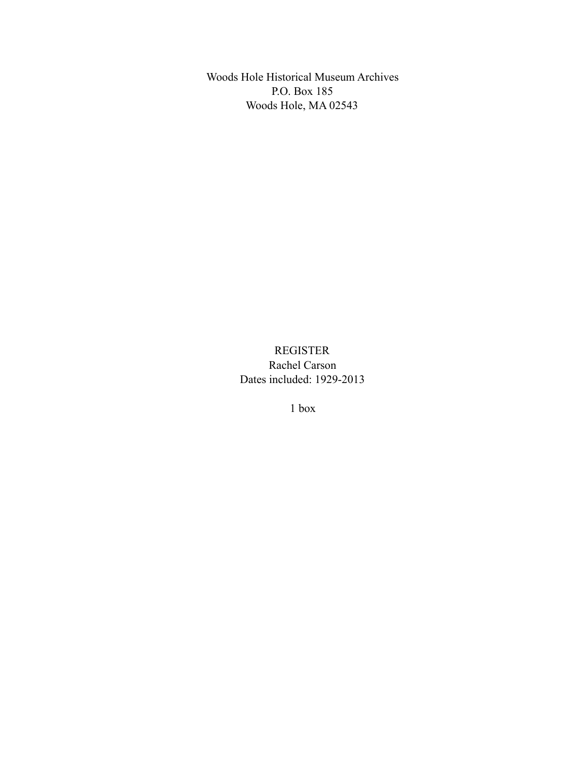Woods Hole Historical Museum Archives
P.O. Box 185
Woods Hole, MA 02543

# REGISTER

Rachel Carson
Dates included: 1929-2013

1 box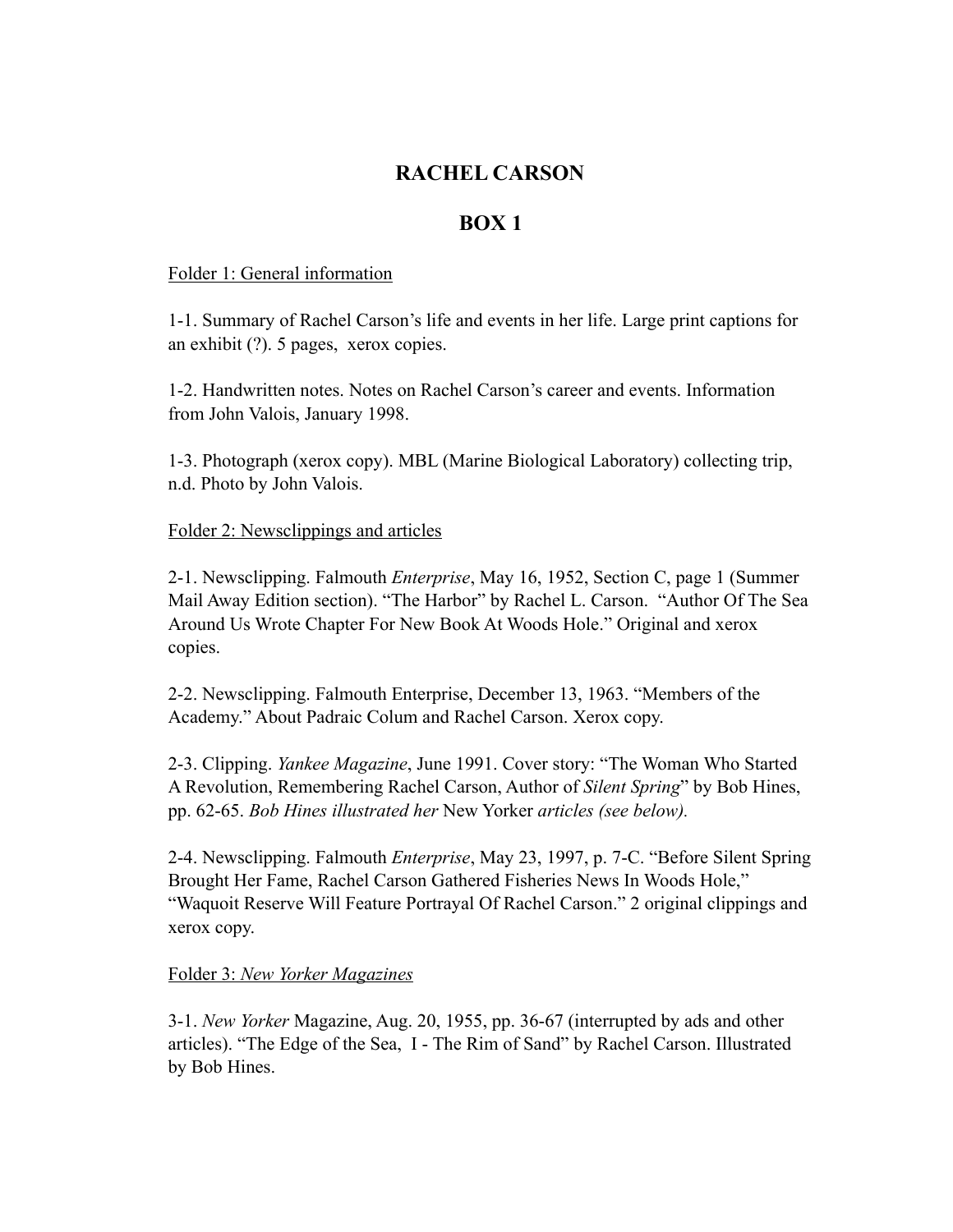# RACHEL CARSON

## BOX 1

<u>Folder 1: General information</u>

1-1. Summary of Rachel Carson's life and events in her life. Large print captions for an exhibit (?). 5 pages, xerox copies.

1-2. Handwritten notes. Notes on Rachel Carson's career and events. Information from John Valois, January 1998.

1-3. Photograph (xerox copy). MBL (Marine Biological Laboratory) collecting trip, n.d. Photo by John Valois.

<u>Folder 2: Newsclippings and articles</u>

2-1. Newsclipping. Falmouth *Enterprise*, May 16, 1952, Section C, page 1 (Summer Mail Away Edition section). "The Harbor" by Rachel L. Carson. "Author Of The Sea Around Us Wrote Chapter For New Book At Woods Hole." Original and xerox copies.

2-2. Newsclipping. Falmouth Enterprise, December 13, 1963. "Members of the Academy." About Padraic Colum and Rachel Carson. Xerox copy.

2-3. Clipping. *Yankee Magazine*, June 1991. Cover story: "The Woman Who Started A Revolution, Remembering Rachel Carson, Author of *Silent Spring*" by Bob Hines, pp. 62-65. *Bob Hines illustrated her* New Yorker *articles (see below).*

2-4. Newsclipping. Falmouth *Enterprise*, May 23, 1997, p. 7-C. "Before Silent Spring Brought Her Fame, Rachel Carson Gathered Fisheries News In Woods Hole," "Waquoit Reserve Will Feature Portrayal Of Rachel Carson." 2 original clippings and xerox copy.

<u>Folder 3: *New Yorker Magazines*</u>

3-1. *New Yorker* Magazine, Aug. 20, 1955, pp. 36-67 (interrupted by ads and other articles). "The Edge of the Sea, I - The Rim of Sand" by Rachel Carson. Illustrated by Bob Hines.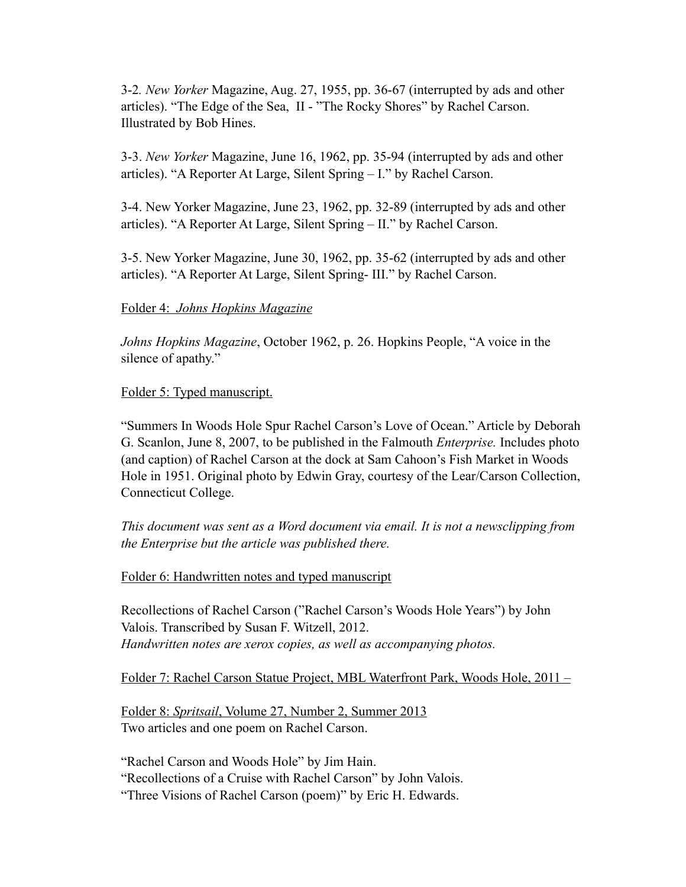3-2. *New Yorker* Magazine, Aug. 27, 1955, pp. 36-67 (interrupted by ads and other articles). "The Edge of the Sea, II - "The Rocky Shores" by Rachel Carson. Illustrated by Bob Hines.

3-3. *New Yorker* Magazine, June 16, 1962, pp. 35-94 (interrupted by ads and other articles). "A Reporter At Large, Silent Spring – I." by Rachel Carson.

3-4. New Yorker Magazine, June 23, 1962, pp. 32-89 (interrupted by ads and other articles). "A Reporter At Large, Silent Spring – II." by Rachel Carson.

3-5. New Yorker Magazine, June 30, 1962, pp. 35-62 (interrupted by ads and other articles). "A Reporter At Large, Silent Spring- III." by Rachel Carson.

<u>Folder 4: *Johns Hopkins Magazine*</u>

*Johns Hopkins Magazine*, October 1962, p. 26. Hopkins People, "A voice in the silence of apathy."

<u>Folder 5: Typed manuscript.</u>

"Summers In Woods Hole Spur Rachel Carson's Love of Ocean." Article by Deborah G. Scanlon, June 8, 2007, to be published in the Falmouth *Enterprise.* Includes photo (and caption) of Rachel Carson at the dock at Sam Cahoon's Fish Market in Woods Hole in 1951. Original photo by Edwin Gray, courtesy of the Lear/Carson Collection, Connecticut College.

*This document was sent as a Word document via email. It is not a newsclipping from the Enterprise but the article was published there.*

<u>Folder 6: Handwritten notes and typed manuscript</u>

Recollections of Rachel Carson ("Rachel Carson's Woods Hole Years") by John Valois. Transcribed by Susan F. Witzell, 2012.
*Handwritten notes are xerox copies, as well as accompanying photos.*

<u>Folder 7: Rachel Carson Statue Project, MBL Waterfront Park, Woods Hole, 2011 –</u>

<u>Folder 8: *Spritsail*, Volume 27, Number 2, Summer 2013</u>
Two articles and one poem on Rachel Carson.

"Rachel Carson and Woods Hole" by Jim Hain.
"Recollections of a Cruise with Rachel Carson" by John Valois.
"Three Visions of Rachel Carson (poem)" by Eric H. Edwards.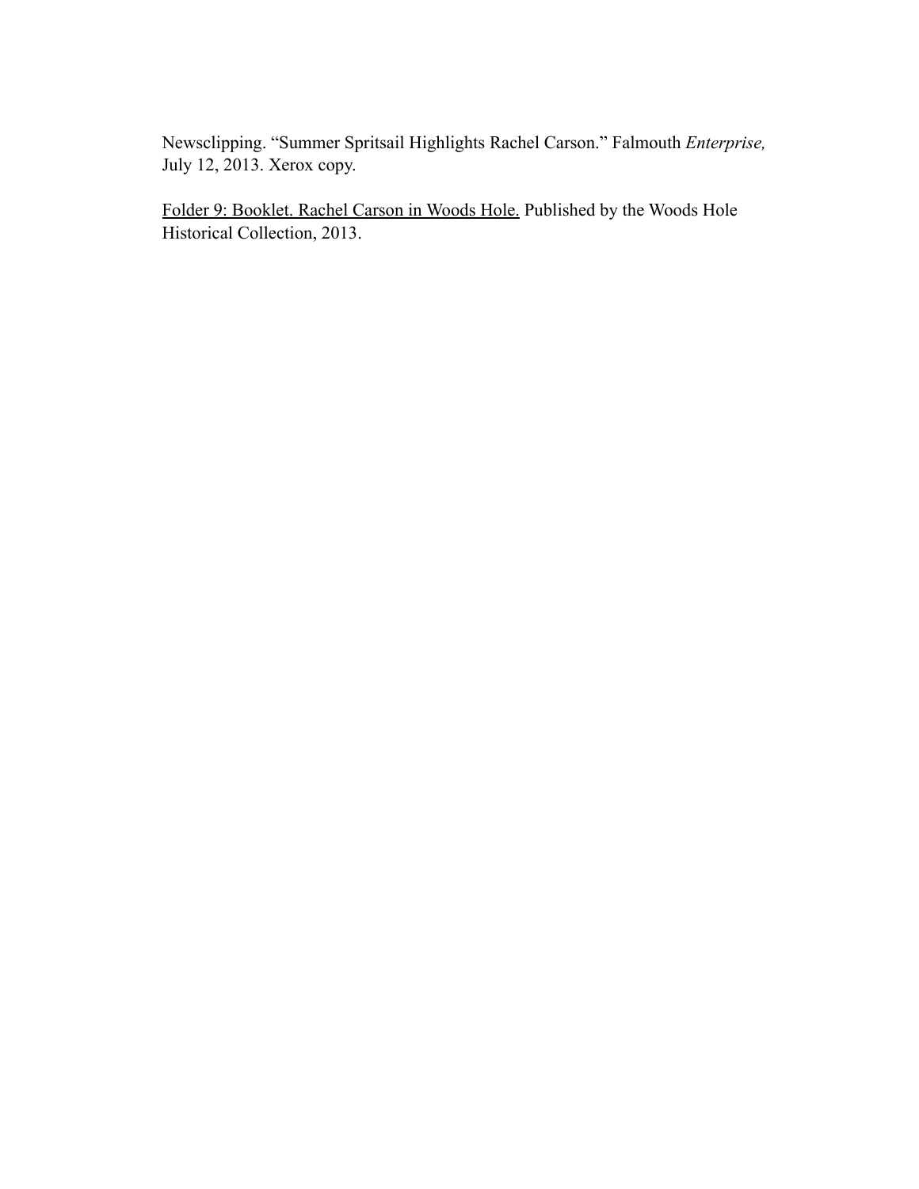Newsclipping. “Summer Spritsail Highlights Rachel Carson.” Falmouth *Enterprise,* July 12, 2013. Xerox copy.

<u>Folder 9: Booklet. Rachel Carson in Woods Hole.</u> Published by the Woods Hole Historical Collection, 2013.